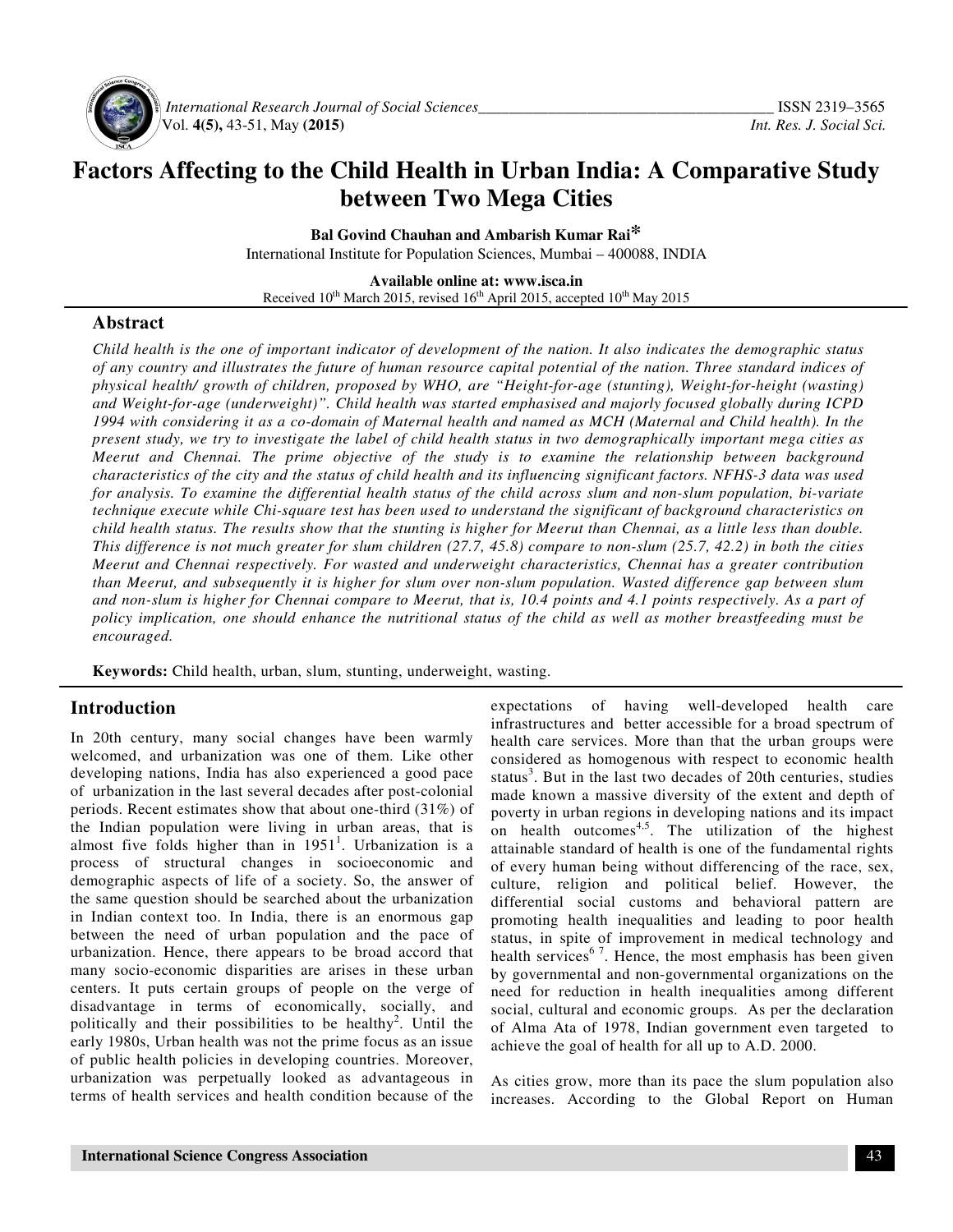# Factors Affecting to the Child Health in Urban India: A Comparative Study between Two Mega Cities

**Bal Govind Chauhan and Ambarish Kumar Rai***

International Institute for Population Sciences, Mumbai – 400088, INDIA

**Available online at: www.isca.in**

Received 10th March 2015, revised 16th April 2015, accepted 10th May 2015

## Abstract

*Child health is the one of important indicator of development of the nation. It also indicates the demographic status of any country and illustrates the future of human resource capital potential of the nation. Three standard indices of physical health/ growth of children, proposed by WHO, are "Height-for-age (stunting), Weight-for-height (wasting) and Weight-for-age (underweight)". Child health was started emphasised and majorly focused globally during ICPD 1994 with considering it as a co-domain of Maternal health and named as MCH (Maternal and Child health). In the present study, we try to investigate the label of child health status in two demographically important mega cities as Meerut and Chennai. The prime objective of the study is to examine the relationship between background characteristics of the city and the status of child health and its influencing significant factors. NFHS-3 data was used for analysis. To examine the differential health status of the child across slum and non-slum population, bi-variate technique execute while Chi-square test has been used to understand the significant of background characteristics on child health status. The results show that the stunting is higher for Meerut than Chennai, as a little less than double. This difference is not much greater for slum children (27.7, 45.8) compare to non-slum (25.7, 42.2) in both the cities Meerut and Chennai respectively. For wasted and underweight characteristics, Chennai has a greater contribution than Meerut, and subsequently it is higher for slum over non-slum population. Wasted difference gap between slum and non-slum is higher for Chennai compare to Meerut, that is, 10.4 points and 4.1 points respectively. As a part of policy implication, one should enhance the nutritional status of the child as well as mother breastfeeding must be encouraged.*

**Keywords:** Child health, urban, slum, stunting, underweight, wasting.

## Introduction

In 20th century, many social changes have been warmly welcomed, and urbanization was one of them. Like other developing nations, India has also experienced a good pace of urbanization in the last several decades after post-colonial periods. Recent estimates show that about one-third (31%) of the Indian population were living in urban areas, that is almost five folds higher than in 1951[1]. Urbanization is a process of structural changes in socioeconomic and demographic aspects of life of a society. So, the answer of the same question should be searched about the urbanization in Indian context too. In India, there is an enormous gap between the need of urban population and the pace of urbanization. Hence, there appears to be broad accord that many socio-economic disparities are arises in these urban centers. It puts certain groups of people on the verge of disadvantage in terms of economically, socially, and politically and their possibilities to be healthy[2]. Until the early 1980s, Urban health was not the prime focus as an issue of public health policies in developing countries. Moreover, urbanization was perpetually looked as advantageous in terms of health services and health condition because of the expectations of having well-developed health care infrastructures and better accessible for a broad spectrum of health care services. More than that the urban groups were considered as homogenous with respect to economic health status[3]. But in the last two decades of 20th centuries, studies made known a massive diversity of the extent and depth of poverty in urban regions in developing nations and its impact on health outcomes[4,5]. The utilization of the highest attainable standard of health is one of the fundamental rights of every human being without differencing of the race, sex, culture, religion and political belief. However, the differential social customs and behavioral pattern are promoting health inequalities and leading to poor health status, in spite of improvement in medical technology and health services[6 7]. Hence, the most emphasis has been given by governmental and non-governmental organizations on the need for reduction in health inequalities among different social, cultural and economic groups. As per the declaration of Alma Ata of 1978, Indian government even targeted to achieve the goal of health for all up to A.D. 2000.

As cities grow, more than its pace the slum population also increases. According to the Global Report on Human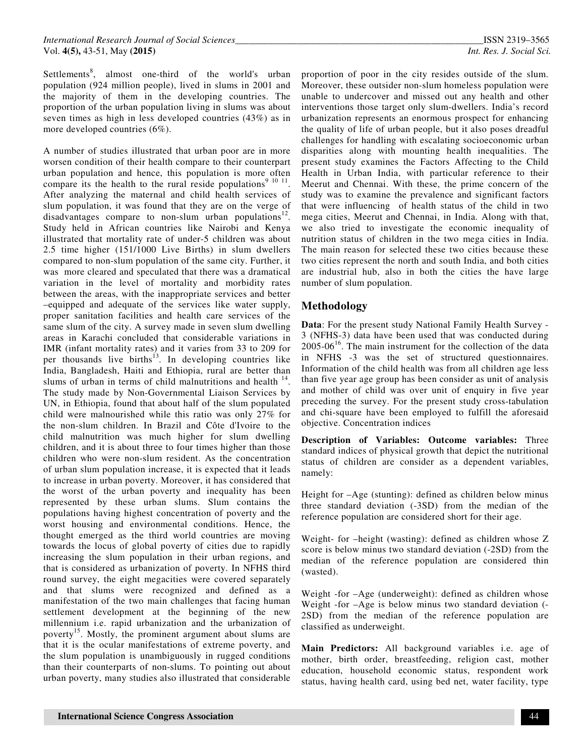Settlements[8], almost one-third of the world's urban population (924 million people), lived in slums in 2001 and the majority of them in the developing countries. The proportion of the urban population living in slums was about seven times as high in less developed countries (43%) as in more developed countries (6%).

A number of studies illustrated that urban poor are in more worsen condition of their health compare to their counterpart urban population and hence, this population is more often compare its the health to the rural reside populations[9 10 11]. After analyzing the maternal and child health services of slum population, it was found that they are on the verge of disadvantages compare to non-slum urban populations[12]. Study held in African countries like Nairobi and Kenya illustrated that mortality rate of under-5 children was about 2.5 time higher (151/1000 Live Births) in slum dwellers compared to non-slum population of the same city. Further, it was more cleared and speculated that there was a dramatical variation in the level of mortality and morbidity rates between the areas, with the inappropriate services and better –equipped and adequate of the services like water supply, proper sanitation facilities and health care services of the same slum of the city. A survey made in seven slum dwelling areas in Karachi concluded that considerable variations in IMR (infant mortality rates) and it varies from 33 to 209 for per thousands live births[13]. In developing countries like India, Bangladesh, Haiti and Ethiopia, rural are better than slums of urban in terms of child malnutritions and health [14]. The study made by Non-Governmental Liaison Services by UN, in Ethiopia, found that about half of the slum populated child were malnourished while this ratio was only 27% for the non-slum children. In Brazil and Côte d'Ivoire to the child malnutrition was much higher for slum dwelling children, and it is about three to four times higher than those children who were non-slum resident. As the concentration of urban slum population increase, it is expected that it leads to increase in urban poverty. Moreover, it has considered that the worst of the urban poverty and inequality has been represented by these urban slums. Slum contains the populations having highest concentration of poverty and the worst housing and environmental conditions. Hence, the thought emerged as the third world countries are moving towards the locus of global poverty of cities due to rapidly increasing the slum population in their urban regions, and that is considered as urbanization of poverty. In NFHS third round survey, the eight megacities were covered separately and that slums were recognized and defined as a manifestation of the two main challenges that facing human settlement development at the beginning of the new millennium i.e. rapid urbanization and the urbanization of poverty[15]. Mostly, the prominent argument about slums are that it is the ocular manifestations of extreme poverty, and the slum population is unambiguously in rugged conditions than their counterparts of non-slums. To pointing out about urban poverty, many studies also illustrated that considerable proportion of poor in the city resides outside of the slum. Moreover, these outsider non-slum homeless population were unable to undercover and missed out any health and other interventions those target only slum-dwellers. India's record urbanization represents an enormous prospect for enhancing the quality of life of urban people, but it also poses dreadful challenges for handling with escalating socioeconomic urban disparities along with mounting health inequalities. The present study examines the Factors Affecting to the Child Health in Urban India, with particular reference to their Meerut and Chennai. With these, the prime concern of the study was to examine the prevalence and significant factors that were influencing of health status of the child in two mega cities, Meerut and Chennai, in India. Along with that, we also tried to investigate the economic inequality of nutrition status of children in the two mega cities in India. The main reason for selected these two cities because these two cities represent the north and south India, and both cities are industrial hub, also in both the cities the have large number of slum population.

## Methodology

**Data**: For the present study National Family Health Survey -3 (NFHS-3) data have been used that was conducted during 2005-06[16]. The main instrument for the collection of the data in NFHS -3 was the set of structured questionnaires. Information of the child health was from all children age less than five year age group has been consider as unit of analysis and mother of child was over unit of enquiry in five year preceding the survey. For the present study cross-tabulation and chi-square have been employed to fulfill the aforesaid objective. Concentration indices

**Description of Variables: Outcome variables:** Three standard indices of physical growth that depict the nutritional status of children are consider as a dependent variables, namely:

Height for –Age (stunting): defined as children below minus three standard deviation (-3SD) from the median of the reference population are considered short for their age.

Weight- for –height (wasting): defined as children whose Z score is below minus two standard deviation (-2SD) from the median of the reference population are considered thin (wasted).

Weight -for –Age (underweight): defined as children whose Weight -for –Age is below minus two standard deviation (-2SD) from the median of the reference population are classified as underweight.

**Main Predictors:** All background variables i.e. age of mother, birth order, breastfeeding, religion cast, mother education, household economic status, respondent work status, having health card, using bed net, water facility, type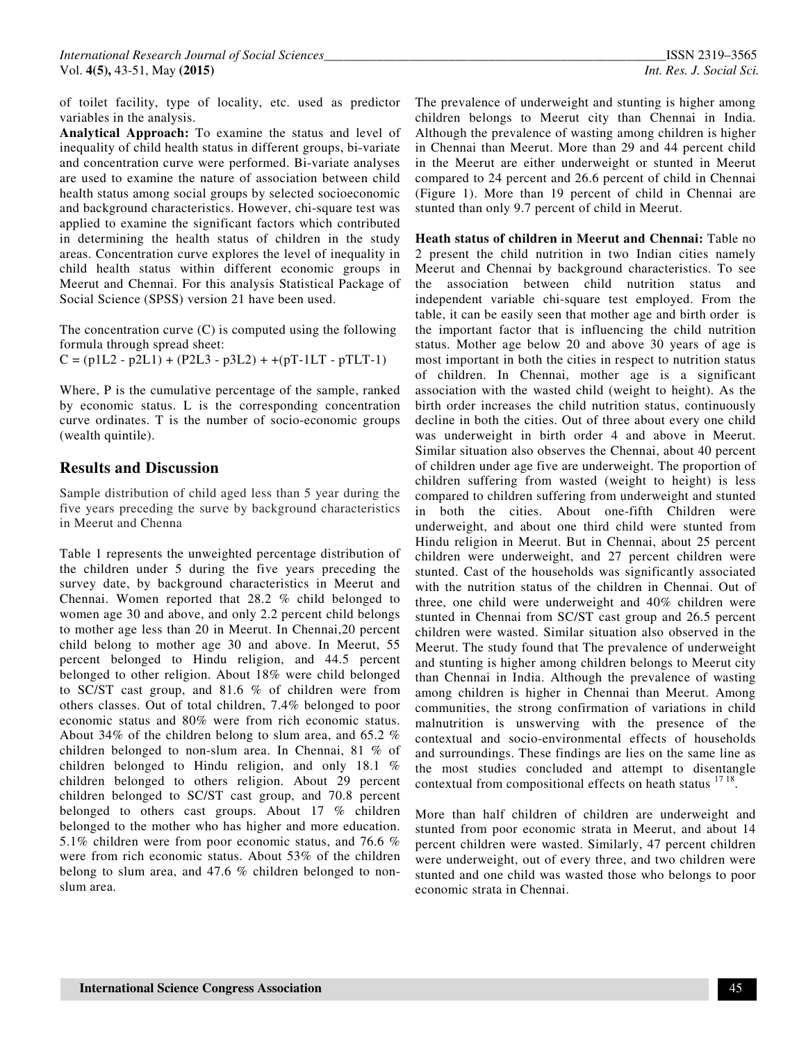of toilet facility, type of locality, etc. used as predictor variables in the analysis.

**Analytical Approach:** To examine the status and level of inequality of child health status in different groups, bi-variate and concentration curve were performed. Bi-variate analyses are used to examine the nature of association between child health status among social groups by selected socioeconomic and background characteristics. However, chi-square test was applied to examine the significant factors which contributed in determining the health status of children in the study areas. Concentration curve explores the level of inequality in child health status within different economic groups in Meerut and Chennai. For this analysis Statistical Package of Social Science (SPSS) version 21 have been used.

The concentration curve (C) is computed using the following formula through spread sheet:

$C = (p1L2 - p2L1) + (P2L3 - p3L2) + +(pT\text{-}1LT - pTLT\text{-}1)$

Where, P is the cumulative percentage of the sample, ranked by economic status. L is the corresponding concentration curve ordinates. T is the number of socio-economic groups (wealth quintile).

## Results and Discussion

Sample distribution of child aged less than 5 year during the five years preceding the surve by background characteristics in Meerut and Chenna

Table 1 represents the unweighted percentage distribution of the children under 5 during the five years preceding the survey date, by background characteristics in Meerut and Chennai. Women reported that 28.2 % child belonged to women age 30 and above, and only 2.2 percent child belongs to mother age less than 20 in Meerut. In Chennai,20 percent child belong to mother age 30 and above. In Meerut, 55 percent belonged to Hindu religion, and 44.5 percent belonged to other religion. About 18% were child belonged to SC/ST cast group, and 81.6 % of children were from others classes. Out of total children, 7.4% belonged to poor economic status and 80% were from rich economic status. About 34% of the children belong to slum area, and 65.2 % children belonged to non-slum area. In Chennai, 81 % of children belonged to Hindu religion, and only 18.1 % children belonged to others religion. About 29 percent children belonged to SC/ST cast group, and 70.8 percent belonged to others cast groups. About 17 % children belonged to the mother who has higher and more education. 5.1% children were from poor economic status, and 76.6 % were from rich economic status. About 53% of the children belong to slum area, and 47.6 % children belonged to non-slum area.

The prevalence of underweight and stunting is higher among children belongs to Meerut city than Chennai in India. Although the prevalence of wasting among children is higher in Chennai than Meerut. More than 29 and 44 percent child in the Meerut are either underweight or stunted in Meerut compared to 24 percent and 26.6 percent of child in Chennai (Figure 1). More than 19 percent of child in Chennai are stunted than only 9.7 percent of child in Meerut.

**Heath status of children in Meerut and Chennai:** Table no 2 present the child nutrition in two Indian cities namely Meerut and Chennai by background characteristics. To see the association between child nutrition status and independent variable chi-square test employed. From the table, it can be easily seen that mother age and birth order is the important factor that is influencing the child nutrition status. Mother age below 20 and above 30 years of age is most important in both the cities in respect to nutrition status of children. In Chennai, mother age is a significant association with the wasted child (weight to height). As the birth order increases the child nutrition status, continuously decline in both the cities. Out of three about every one child was underweight in birth order 4 and above in Meerut. Similar situation also observes the Chennai, about 40 percent of children under age five are underweight. The proportion of children suffering from wasted (weight to height) is less compared to children suffering from underweight and stunted in both the cities. About one-fifth Children were underweight, and about one third child were stunted from Hindu religion in Meerut. But in Chennai, about 25 percent children were underweight, and 27 percent children were stunted. Cast of the households was significantly associated with the nutrition status of the children in Chennai. Out of three, one child were underweight and 40% children were stunted in Chennai from SC/ST cast group and 26.5 percent children were wasted. Similar situation also observed in the Meerut. The study found that The prevalence of underweight and stunting is higher among children belongs to Meerut city than Chennai in India. Although the prevalence of wasting among children is higher in Chennai than Meerut. Among communities, the strong confirmation of variations in child malnutrition is unswerving with the presence of the contextual and socio-environmental effects of households and surroundings. These findings are lies on the same line as the most studies concluded and attempt to disentangle contextual from compositional effects on heath status [17 18].

More than half children of children are underweight and stunted from poor economic strata in Meerut, and about 14 percent children were wasted. Similarly, 47 percent children were underweight, out of every three, and two children were stunted and one child was wasted those who belongs to poor economic strata in Chennai.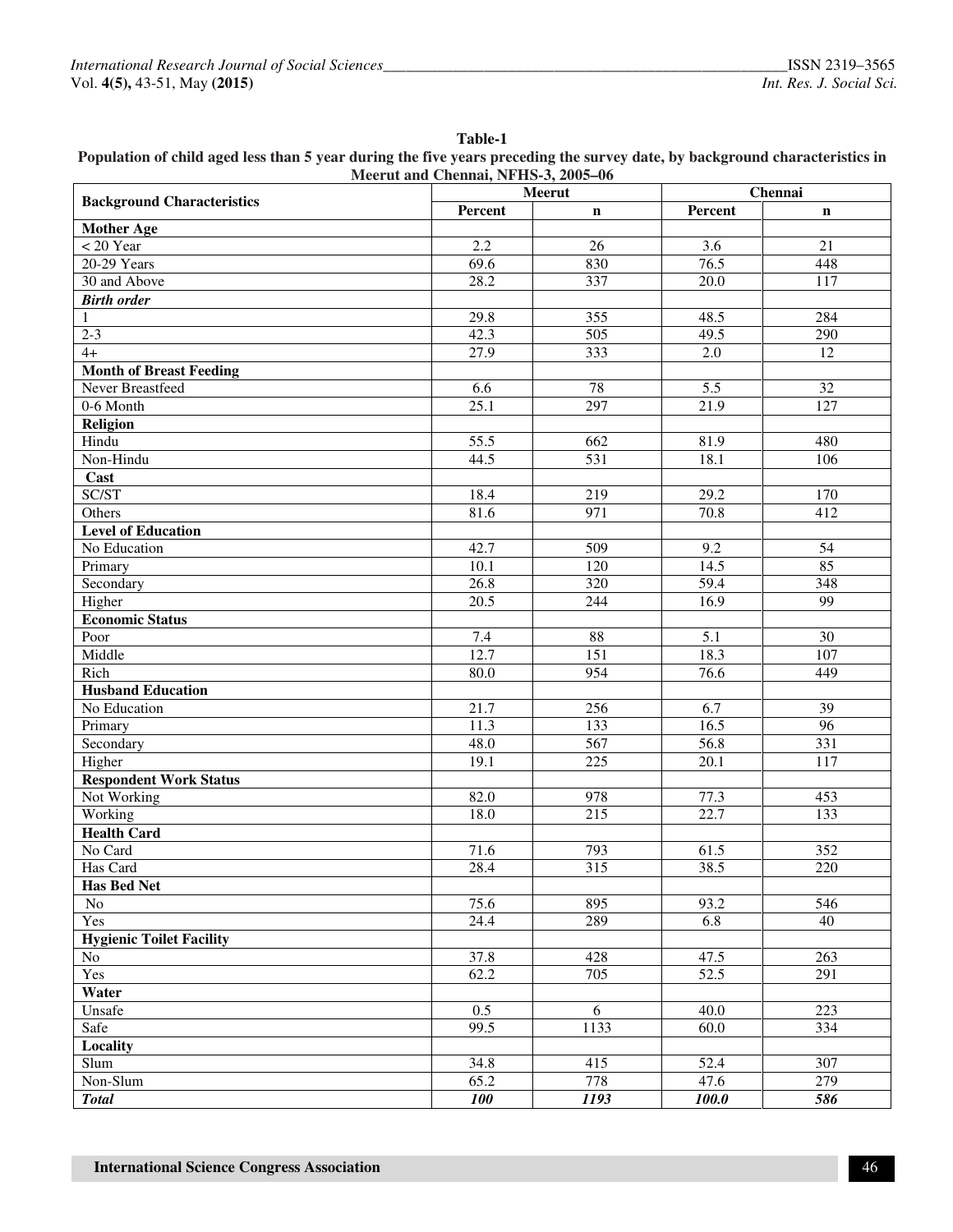**Table-1**

**Population of child aged less than 5 year during the five years preceding the survey date, by background characteristics in Meerut and Chennai, NFHS-3, 2005–06**

| Background Characteristics | Meerut | | Chennai | |
|---|---|---|---|---|
| | Percent | n | Percent | n |
| **Mother Age** | | | | |
| < 20 Year | 2.2 | 26 | 3.6 | 21 |
| 20-29 Years | 69.6 | 830 | 76.5 | 448 |
| 30 and Above | 28.2 | 337 | 20.0 | 117 |
| ***Birth order*** | | | | |
| 1 | 29.8 | 355 | 48.5 | 284 |
| 2-3 | 42.3 | 505 | 49.5 | 290 |
| 4+ | 27.9 | 333 | 2.0 | 12 |
| **Month of Breast Feeding** | | | | |
| Never Breastfeed | 6.6 | 78 | 5.5 | 32 |
| 0-6 Month | 25.1 | 297 | 21.9 | 127 |
| **Religion** | | | | |
| Hindu | 55.5 | 662 | 81.9 | 480 |
| Non-Hindu | 44.5 | 531 | 18.1 | 106 |
| **Cast** | | | | |
| SC/ST | 18.4 | 219 | 29.2 | 170 |
| Others | 81.6 | 971 | 70.8 | 412 |
| **Level of Education** | | | | |
| No Education | 42.7 | 509 | 9.2 | 54 |
| Primary | 10.1 | 120 | 14.5 | 85 |
| Secondary | 26.8 | 320 | 59.4 | 348 |
| Higher | 20.5 | 244 | 16.9 | 99 |
| **Economic Status** | | | | |
| Poor | 7.4 | 88 | 5.1 | 30 |
| Middle | 12.7 | 151 | 18.3 | 107 |
| Rich | 80.0 | 954 | 76.6 | 449 |
| **Husband Education** | | | | |
| No Education | 21.7 | 256 | 6.7 | 39 |
| Primary | 11.3 | 133 | 16.5 | 96 |
| Secondary | 48.0 | 567 | 56.8 | 331 |
| Higher | 19.1 | 225 | 20.1 | 117 |
| **Respondent Work Status** | | | | |
| Not Working | 82.0 | 978 | 77.3 | 453 |
| Working | 18.0 | 215 | 22.7 | 133 |
| **Health Card** | | | | |
| No Card | 71.6 | 793 | 61.5 | 352 |
| Has Card | 28.4 | 315 | 38.5 | 220 |
| **Has Bed Net** | | | | |
| No | 75.6 | 895 | 93.2 | 546 |
| Yes | 24.4 | 289 | 6.8 | 40 |
| **Hygienic Toilet Facility** | | | | |
| No | 37.8 | 428 | 47.5 | 263 |
| Yes | 62.2 | 705 | 52.5 | 291 |
| **Water** | | | | |
| Unsafe | 0.5 | 6 | 40.0 | 223 |
| Safe | 99.5 | 1133 | 60.0 | 334 |
| **Locality** | | | | |
| Slum | 34.8 | 415 | 52.4 | 307 |
| Non-Slum | 65.2 | 778 | 47.6 | 279 |
| ***Total*** | ***100*** | ***1193*** | ***100.0*** | ***586*** |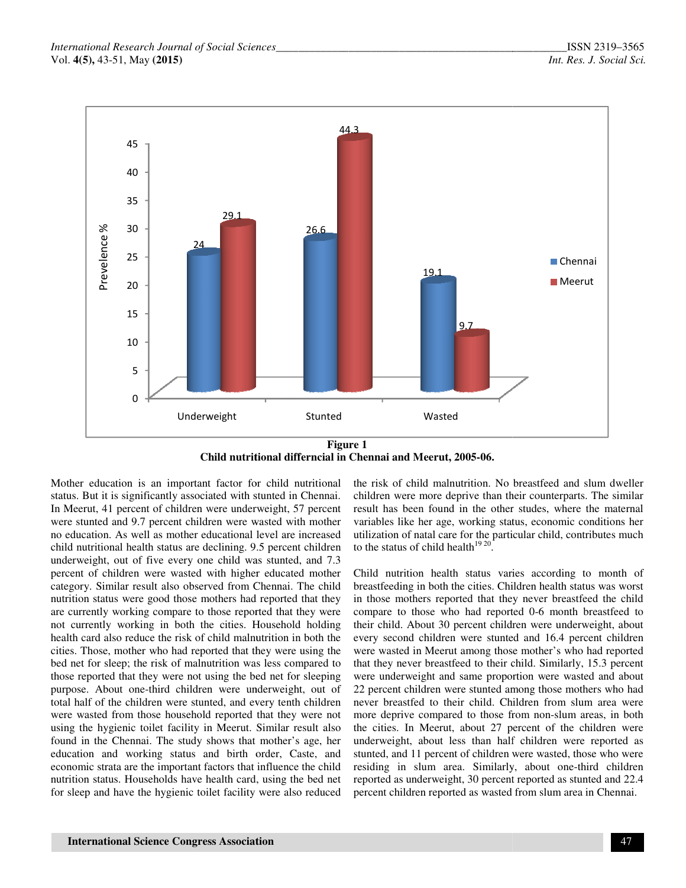**Figure 1**
**Child nutritional differncial in Chennai and Meerut, 2005-06.**

Mother education is an important factor for child nutritional status. But it is significantly associated with stunted in Chennai. In Meerut, 41 percent of children were underweight, 57 percent were stunted and 9.7 percent children were wasted with mother no education. As well as mother educational level are increased child nutritional health status are declining. 9.5 percent children underweight, out of five every one child was stunted, and 7.3 percent of children were wasted with higher educated mother category. Similar result also observed from Chennai. The child nutrition status were good those mothers had reported that they are currently working compare to those reported that they were not currently working in both the cities. Household holding health card also reduce the risk of child malnutrition in both the cities. Those, mother who had reported that they were using the bed net for sleep; the risk of malnutrition was less compared to those reported that they were not using the bed net for sleeping purpose. About one-third children were underweight, out of total half of the children were stunted, and every tenth children were wasted from those household reported that they were not using the hygienic toilet facility in Meerut. Similar result also found in the Chennai. The study shows that mother's age, her education and working status and birth order, Caste, and economic strata are the important factors that influence the child nutrition status. Households have health card, using the bed net for sleep and have the hygienic toilet facility were also reduced the risk of child malnutrition. No breastfeed and slum dweller children were more deprive than their counterparts. The similar result has been found in the other studes, where the maternal variables like her age, working status, economic conditions her utilization of natal care for the particular child, contributes much to the status of child health[19 20].

Child nutrition health status varies according to month of breastfeeding in both the cities. Children health status was worst in those mothers reported that they never breastfeed the child compare to those who had reported 0-6 month breastfeed to their child. About 30 percent children were underweight, about every second children were stunted and 16.4 percent children were wasted in Meerut among those mother's who had reported that they never breastfeed to their child. Similarly, 15.3 percent were underweight and same proportion were wasted and about 22 percent children were stunted among those mothers who had never breastfed to their child. Children from slum area were more deprive compared to those from non-slum areas, in both the cities. In Meerut, about 27 percent of the children were underweight, about less than half children were reported as stunted, and 11 percent of children were wasted, those who were residing in slum area. Similarly, about one-third children reported as underweight, 30 percent reported as stunted and 22.4 percent children reported as wasted from slum area in Chennai.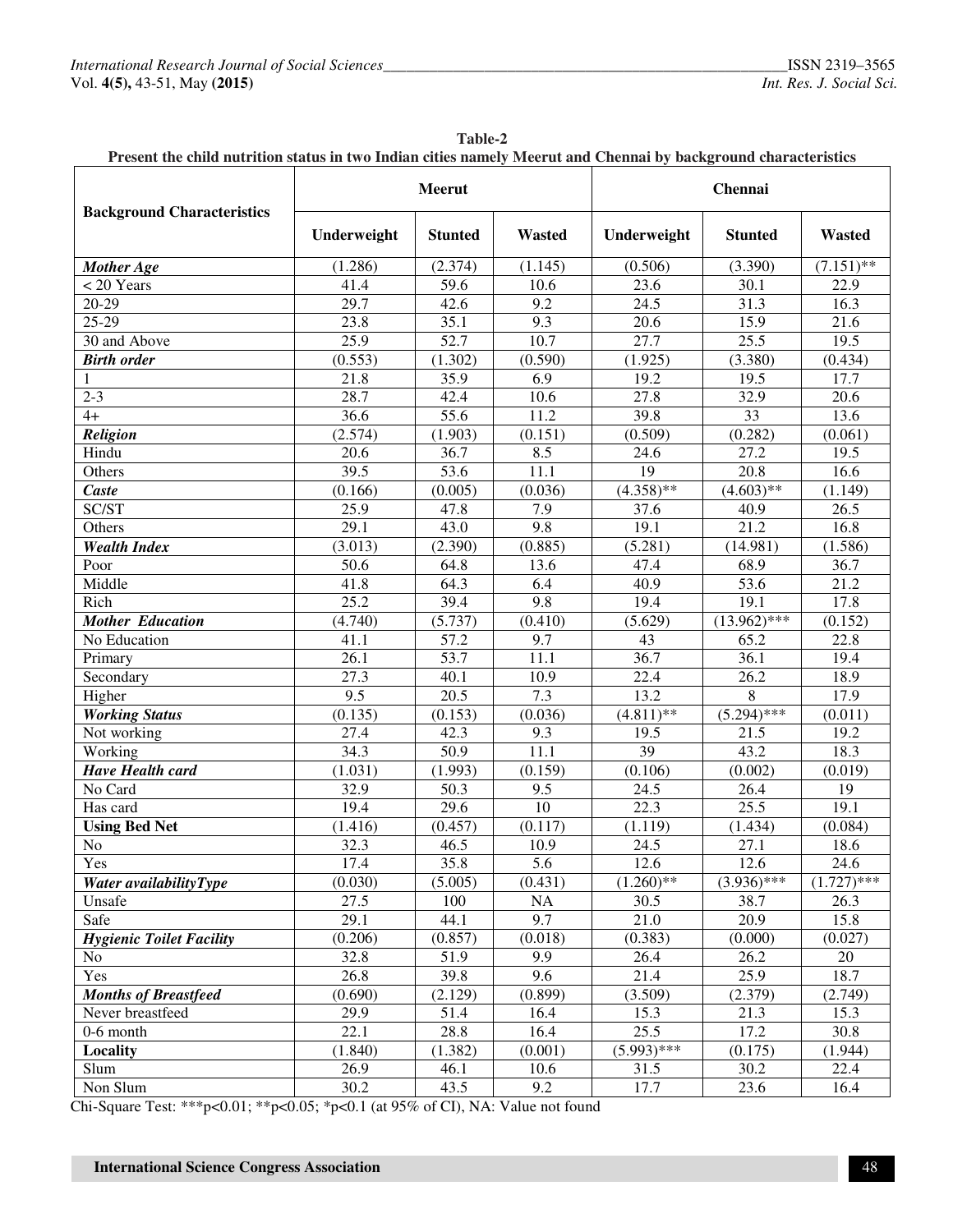**Table-2**
**Present the child nutrition status in two Indian cities namely Meerut and Chennai by background characteristics**

| Background Characteristics | Meerut | | | Chennai | | |
|---|---|---|---|---|---|---|
| | Underweight | Stunted | Wasted | Underweight | Stunted | Wasted |
| ***Mother Age*** | (1.286) | (2.374) | (1.145) | (0.506) | (3.390) | (7.151)** |
| < 20 Years | 41.4 | 59.6 | 10.6 | 23.6 | 30.1 | 22.9 |
| 20-29 | 29.7 | 42.6 | 9.2 | 24.5 | 31.3 | 16.3 |
| 25-29 | 23.8 | 35.1 | 9.3 | 20.6 | 15.9 | 21.6 |
| 30 and Above | 25.9 | 52.7 | 10.7 | 27.7 | 25.5 | 19.5 |
| ***Birth order*** | (0.553) | (1.302) | (0.590) | (1.925) | (3.380) | (0.434) |
| 1 | 21.8 | 35.9 | 6.9 | 19.2 | 19.5 | 17.7 |
| 2-3 | 28.7 | 42.4 | 10.6 | 27.8 | 32.9 | 20.6 |
| 4+ | 36.6 | 55.6 | 11.2 | 39.8 | 33 | 13.6 |
| ***Religion*** | (2.574) | (1.903) | (0.151) | (0.509) | (0.282) | (0.061) |
| Hindu | 20.6 | 36.7 | 8.5 | 24.6 | 27.2 | 19.5 |
| Others | 39.5 | 53.6 | 11.1 | 19 | 20.8 | 16.6 |
| ***Caste*** | (0.166) | (0.005) | (0.036) | (4.358)** | (4.603)** | (1.149) |
| SC/ST | 25.9 | 47.8 | 7.9 | 37.6 | 40.9 | 26.5 |
| Others | 29.1 | 43.0 | 9.8 | 19.1 | 21.2 | 16.8 |
| ***Wealth Index*** | (3.013) | (2.390) | (0.885) | (5.281) | (14.981) | (1.586) |
| Poor | 50.6 | 64.8 | 13.6 | 47.4 | 68.9 | 36.7 |
| Middle | 41.8 | 64.3 | 6.4 | 40.9 | 53.6 | 21.2 |
| Rich | 25.2 | 39.4 | 9.8 | 19.4 | 19.1 | 17.8 |
| ***Mother Education*** | (4.740) | (5.737) | (0.410) | (5.629) | (13.962)*** | (0.152) |
| No Education | 41.1 | 57.2 | 9.7 | 43 | 65.2 | 22.8 |
| Primary | 26.1 | 53.7 | 11.1 | 36.7 | 36.1 | 19.4 |
| Secondary | 27.3 | 40.1 | 10.9 | 22.4 | 26.2 | 18.9 |
| Higher | 9.5 | 20.5 | 7.3 | 13.2 | 8 | 17.9 |
| ***Working Status*** | (0.135) | (0.153) | (0.036) | (4.811)** | (5.294)*** | (0.011) |
| Not working | 27.4 | 42.3 | 9.3 | 19.5 | 21.5 | 19.2 |
| Working | 34.3 | 50.9 | 11.1 | 39 | 43.2 | 18.3 |
| ***Have Health card*** | (1.031) | (1.993) | (0.159) | (0.106) | (0.002) | (0.019) |
| No Card | 32.9 | 50.3 | 9.5 | 24.5 | 26.4 | 19 |
| Has card | 19.4 | 29.6 | 10 | 22.3 | 25.5 | 19.1 |
| **Using Bed Net** | (1.416) | (0.457) | (0.117) | (1.119) | (1.434) | (0.084) |
| No | 32.3 | 46.5 | 10.9 | 24.5 | 27.1 | 18.6 |
| Yes | 17.4 | 35.8 | 5.6 | 12.6 | 12.6 | 24.6 |
| ***Water availabilityType*** | (0.030) | (5.005) | (0.431) | (1.260)** | (3.936)*** | (1.727)*** |
| Unsafe | 27.5 | 100 | NA | 30.5 | 38.7 | 26.3 |
| Safe | 29.1 | 44.1 | 9.7 | 21.0 | 20.9 | 15.8 |
| ***Hygienic Toilet Facility*** | (0.206) | (0.857) | (0.018) | (0.383) | (0.000) | (0.027) |
| No | 32.8 | 51.9 | 9.9 | 26.4 | 26.2 | 20 |
| Yes | 26.8 | 39.8 | 9.6 | 21.4 | 25.9 | 18.7 |
| ***Months of Breastfeed*** | (0.690) | (2.129) | (0.899) | (3.509) | (2.379) | (2.749) |
| Never breastfeed | 29.9 | 51.4 | 16.4 | 15.3 | 21.3 | 15.3 |
| 0-6 month | 22.1 | 28.8 | 16.4 | 25.5 | 17.2 | 30.8 |
| **Locality** | (1.840) | (1.382) | (0.001) | (5.993)*** | (0.175) | (1.944) |
| Slum | 26.9 | 46.1 | 10.6 | 31.5 | 30.2 | 22.4 |
| Non Slum | 30.2 | 43.5 | 9.2 | 17.7 | 23.6 | 16.4 |

Chi-Square Test: ***$p<0.01$; **$p<0.05$; *$p<0.1$ (at 95% of CI), NA: Value not found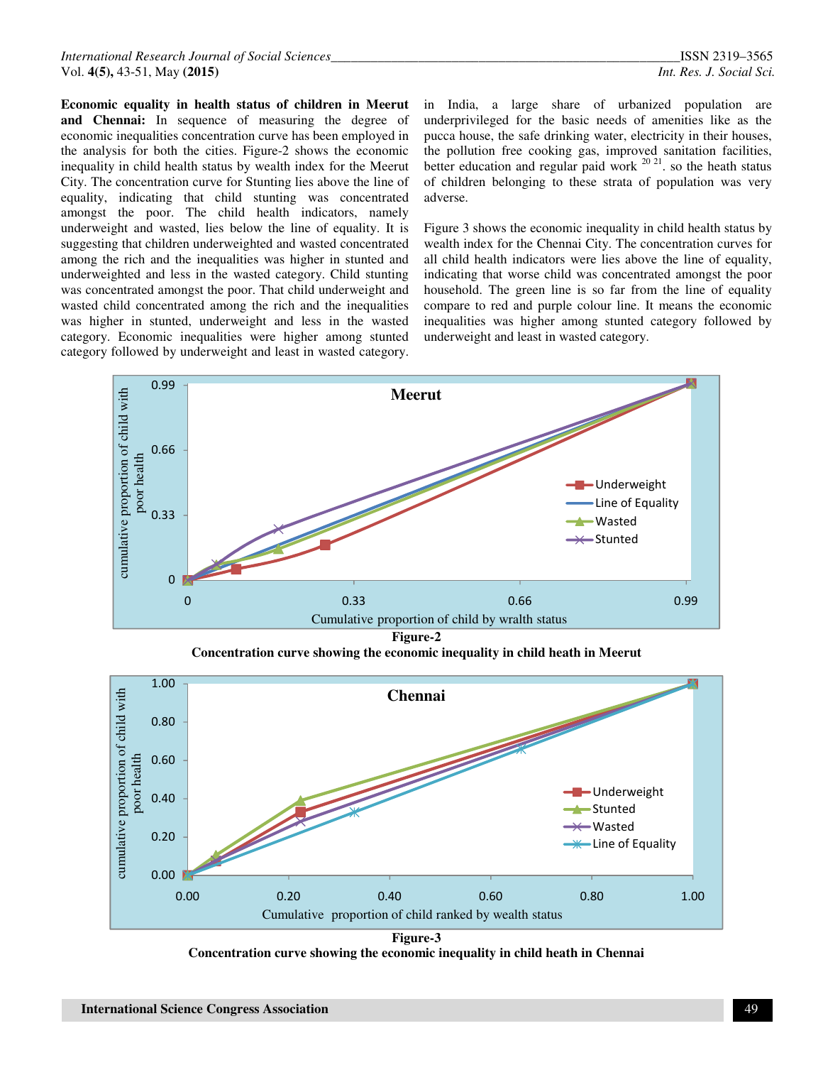**Economic equality in health status of children in Meerut and Chennai:** In sequence of measuring the degree of economic inequalities concentration curve has been employed in the analysis for both the cities. Figure-2 shows the economic inequality in child health status by wealth index for the Meerut City. The concentration curve for Stunting lies above the line of equality, indicating that child stunting was concentrated amongst the poor. The child health indicators, namely underweight and wasted, lies below the line of equality. It is suggesting that children underweighted and wasted concentrated among the rich and the inequalities was higher in stunted and underweighted and less in the wasted category. Child stunting was concentrated amongst the poor. That child underweight and wasted child concentrated among the rich and the inequalities was higher in stunted, underweight and less in the wasted category. Economic inequalities were higher among stunted category followed by underweight and least in wasted category. in India, a large share of urbanized population are underprivileged for the basic needs of amenities like as the pucca house, the safe drinking water, electricity in their houses, the pollution free cooking gas, improved sanitation facilities, better education and regular paid work [20 21]. so the heath status of children belonging to these strata of population was very adverse.

Figure 3 shows the economic inequality in child health status by wealth index for the Chennai City. The concentration curves for all child health indicators were lies above the line of equality, indicating that worse child was concentrated amongst the poor household. The green line is so far from the line of equality compare to red and purple colour line. It means the economic inequalities was higher among stunted category followed by underweight and least in wasted category.

**Figure-2**

**Concentration curve showing the economic inequality in child heath in Meerut**

**Figure-3**

**Concentration curve showing the economic inequality in child heath in Chennai**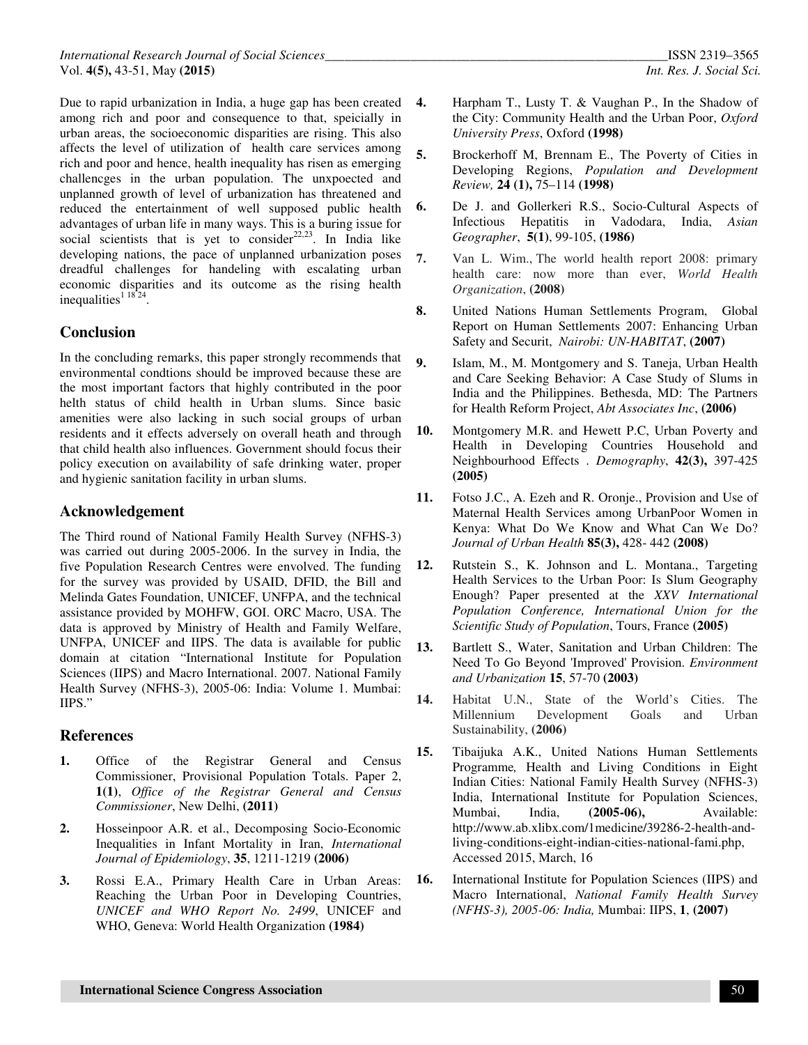Due to rapid urbanization in India, a huge gap has been created among rich and poor and consequence to that, speicially in urban areas, the socioeconomic disparities are rising. This also affects the level of utilization of health care services among rich and poor and hence, health inequality has risen as emerging challencges in the urban population. The unxpoected and unplanned growth of level of urbanization has threatened and reduced the entertainment of well supposed public health advantages of urban life in many ways. This is a buring issue for social scientists that is yet to consider[22,23]. In India like developing nations, the pace of unplanned urbanization poses dreadful challenges for handeling with escalating urban economic disparities and its outcome as the rising health inequalities[1 18 24].

## Conclusion

In the concluding remarks, this paper strongly recommends that environmental condtions should be improved because these are the most important factors that highly contributed in the poor helth status of child health in Urban slums. Since basic amenities were also lacking in such social groups of urban residents and it effects adversely on overall heath and through that child health also influences. Government should focus their policy execution on availability of safe drinking water, proper and hygienic sanitation facility in urban slums.

## Acknowledgement

The Third round of National Family Health Survey (NFHS-3) was carried out during 2005-2006. In the survey in India, the five Population Research Centres were envolved. The funding for the survey was provided by USAID, DFID, the Bill and Melinda Gates Foundation, UNICEF, UNFPA, and the technical assistance provided by MOHFW, GOI. ORC Macro, USA. The data is approved by Ministry of Health and Family Welfare, UNFPA, UNICEF and IIPS. The data is available for public domain at citation "International Institute for Population Sciences (IIPS) and Macro International. 2007. National Family Health Survey (NFHS-3), 2005-06: India: Volume 1. Mumbai: IIPS."

## References

1. Office of the Registrar General and Census Commissioner, Provisional Population Totals. Paper 2, **1(1)**, *Office of the Registrar General and Census Commissioner*, New Delhi, **(2011)**
2. Hosseinpoor A.R. et al., Decomposing Socio-Economic Inequalities in Infant Mortality in Iran, *International Journal of Epidemiology*, **35**, 1211-1219 **(2006)**
3. Rossi E.A., Primary Health Care in Urban Areas: Reaching the Urban Poor in Developing Countries, *UNICEF and WHO Report No. 2499*, UNICEF and WHO, Geneva: World Health Organization **(1984)**
4. Harpham T., Lusty T. & Vaughan P., In the Shadow of the City: Community Health and the Urban Poor, *Oxford University Press*, Oxford **(1998)**
5. Brockerhoff M, Brennam E., The Poverty of Cities in Developing Regions, *Population and Development Review,* **24 (1),** 75–114 **(1998)**
6. De J. and Gollerkeri R.S., Socio-Cultural Aspects of Infectious Hepatitis in Vadodara, India, *Asian Geographer*, **5(1)**, 99-105, **(1986)**
7. Van L. Wim., The world health report 2008: primary health care: now more than ever, *World Health Organization*, **(2008)**
8. United Nations Human Settlements Program, Global Report on Human Settlements 2007: Enhancing Urban Safety and Securit, *Nairobi: UN-HABITAT*, **(2007)**
9. Islam, M., M. Montgomery and S. Taneja, Urban Health and Care Seeking Behavior: A Case Study of Slums in India and the Philippines. Bethesda, MD: The Partners for Health Reform Project, *Abt Associates Inc*, **(2006)**
10. Montgomery M.R. and Hewett P.C, Urban Poverty and Health in Developing Countries Household and Neighbourhood Effects . *Demography*, **42(3),** 397-425 **(2005)**
11. Fotso J.C., A. Ezeh and R. Oronje., Provision and Use of Maternal Health Services among UrbanPoor Women in Kenya: What Do We Know and What Can We Do? *Journal of Urban Health* **85(3),** 428- 442 **(2008)**
12. Rutstein S., K. Johnson and L. Montana., Targeting Health Services to the Urban Poor: Is Slum Geography Enough? Paper presented at the *XXV International Population Conference, International Union for the Scientific Study of Population*, Tours, France **(2005)**
13. Bartlett S., Water, Sanitation and Urban Children: The Need To Go Beyond 'Improved' Provision. *Environment and Urbanization* **15**, 57-70 **(2003)**
14. Habitat U.N., State of the World's Cities. The Millennium Development Goals and Urban Sustainability, **(2006)**
15. Tibaijuka A.K., United Nations Human Settlements Programme*,* Health and Living Conditions in Eight Indian Cities: National Family Health Survey (NFHS-3) India, International Institute for Population Sciences, Mumbai, India, **(2005-06),** Available: http://www.ab.xlibx.com/1medicine/39286-2-health-and-living-conditions-eight-indian-cities-national-fami.php, Accessed 2015, March, 16
16. International Institute for Population Sciences (IIPS) and Macro International, *National Family Health Survey (NFHS-3), 2005-06: India,* Mumbai: IIPS, **1**, **(2007)**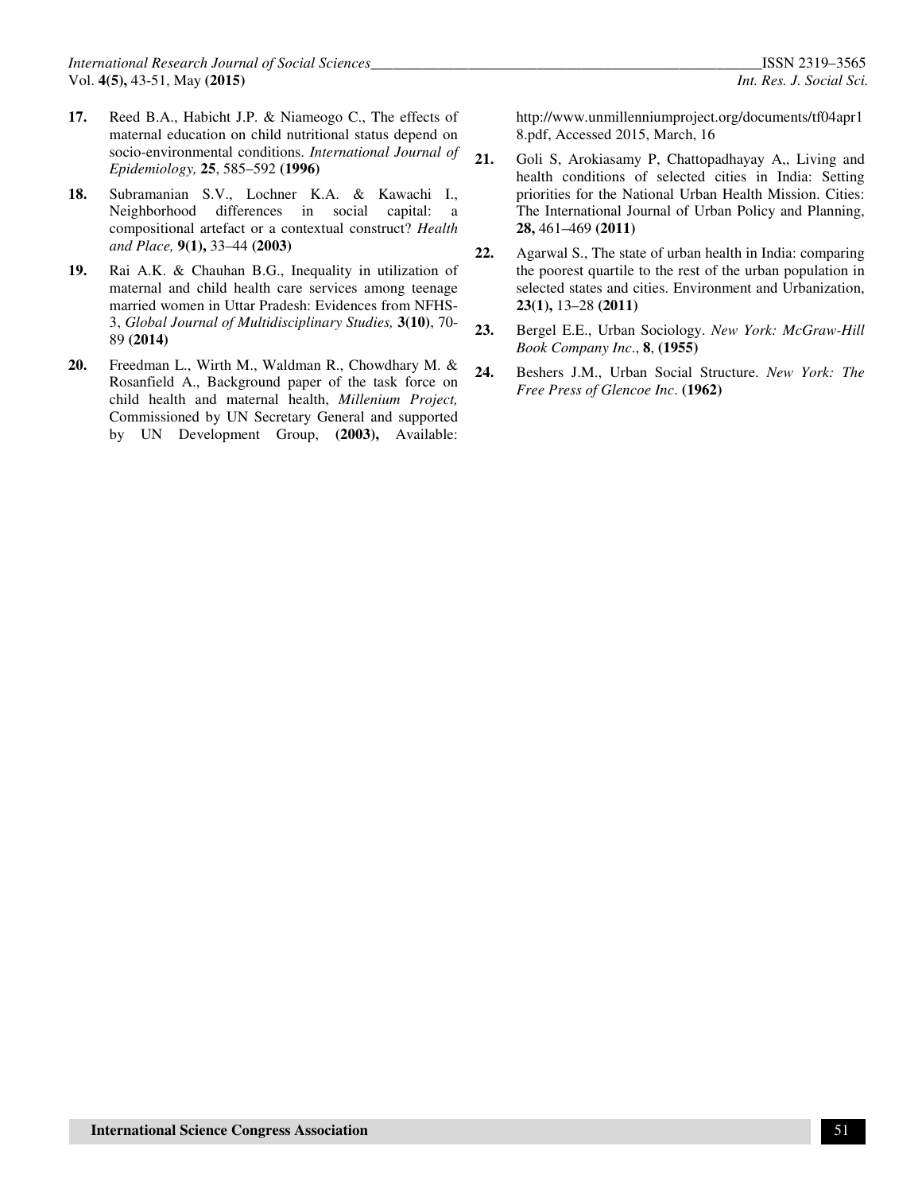17. Reed B.A., Habicht J.P. & Niameogo C., The effects of maternal education on child nutritional status depend on socio-environmental conditions. *International Journal of Epidemiology,* **25**, 585–592 **(1996)**

18. Subramanian S.V., Lochner K.A. & Kawachi I., Neighborhood differences in social capital: a compositional artefact or a contextual construct? *Health and Place,* **9(1),** 33–44 **(2003)**

19. Rai A.K. & Chauhan B.G., Inequality in utilization of maternal and child health care services among teenage married women in Uttar Pradesh: Evidences from NFHS-3, *Global Journal of Multidisciplinary Studies,* **3(10)**, 70-89 **(2014)**

20. Freedman L., Wirth M., Waldman R., Chowdhary M. & Rosanfield A., Background paper of the task force on child health and maternal health, *Millenium Project,* Commissioned by UN Secretary General and supported by UN Development Group, **(2003),** Available: http://www.unmillenniumproject.org/documents/tf04apr18.pdf, Accessed 2015, March, 16

21. Goli S, Arokiasamy P, Chattopadhayay A,, Living and health conditions of selected cities in India: Setting priorities for the National Urban Health Mission. Cities: The International Journal of Urban Policy and Planning, **28,** 461–469 **(2011)**

22. Agarwal S., The state of urban health in India: comparing the poorest quartile to the rest of the urban population in selected states and cities. Environment and Urbanization, **23(1),** 13–28 **(2011)**

23. Bergel E.E., Urban Sociology. *New York: McGraw-Hill Book Company Inc*., **8**, **(1955)**

24. Beshers J.M., Urban Social Structure. *New York: The Free Press of Glencoe Inc*. **(1962)**